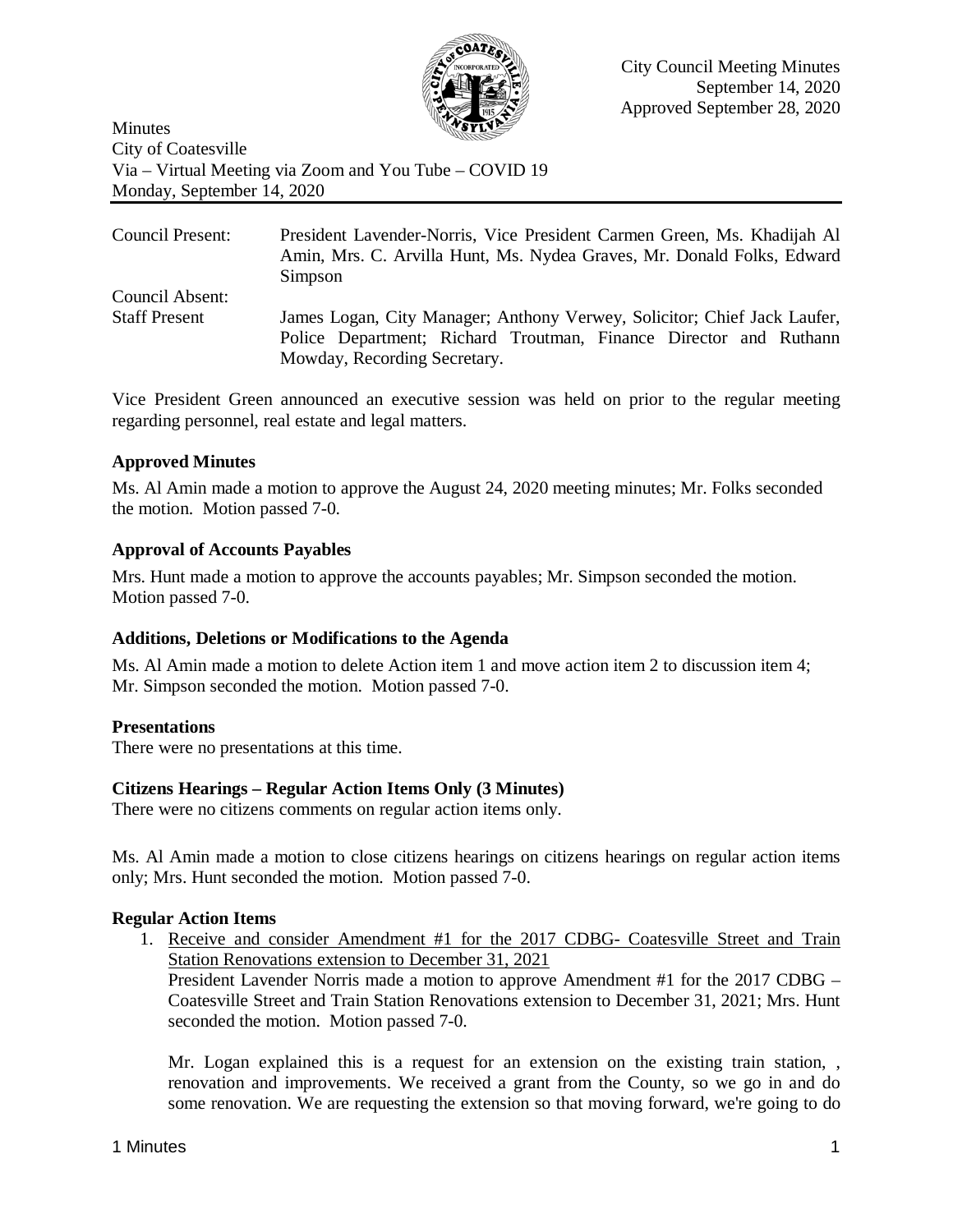City Council Meeting Minutes
September 14, 2020
Approved September 28, 2020

Minutes
City of Coatesville
Via – Virtual Meeting via Zoom and You Tube – COVID 19
Monday, September 14, 2020

| | |
|---|---|
| Council Present: | President Lavender-Norris, Vice President Carmen Green, Ms. Khadijah Al Amin, Mrs. C. Arvilla Hunt, Ms. Nydea Graves, Mr. Donald Folks, Edward Simpson |
| Council Absent: | |
| Staff Present | James Logan, City Manager; Anthony Verwey, Solicitor; Chief Jack Laufer, Police Department; Richard Troutman, Finance Director and Ruthann Mowday, Recording Secretary. |

Vice President Green announced an executive session was held on prior to the regular meeting regarding personnel, real estate and legal matters.

**Approved Minutes**

Ms. Al Amin made a motion to approve the August 24, 2020 meeting minutes; Mr. Folks seconded the motion. Motion passed 7-0.

**Approval of Accounts Payables**

Mrs. Hunt made a motion to approve the accounts payables; Mr. Simpson seconded the motion. Motion passed 7-0.

**Additions, Deletions or Modifications to the Agenda**

Ms. Al Amin made a motion to delete Action item 1 and move action item 2 to discussion item 4; Mr. Simpson seconded the motion. Motion passed 7-0.

**Presentations**

There were no presentations at this time.

**Citizens Hearings – Regular Action Items Only (3 Minutes)**

There were no citizens comments on regular action items only.

Ms. Al Amin made a motion to close citizens hearings on citizens hearings on regular action items only; Mrs. Hunt seconded the motion. Motion passed 7-0.

**Regular Action Items**

1. Receive and consider Amendment #1 for the 2017 CDBG- Coatesville Street and Train Station Renovations extension to December 31, 2021

   President Lavender Norris made a motion to approve Amendment #1 for the 2017 CDBG – Coatesville Street and Train Station Renovations extension to December 31, 2021; Mrs. Hunt seconded the motion. Motion passed 7-0.

   Mr. Logan explained this is a request for an extension on the existing train station, , renovation and improvements. We received a grant from the County, so we go in and do some renovation. We are requesting the extension so that moving forward, we're going to do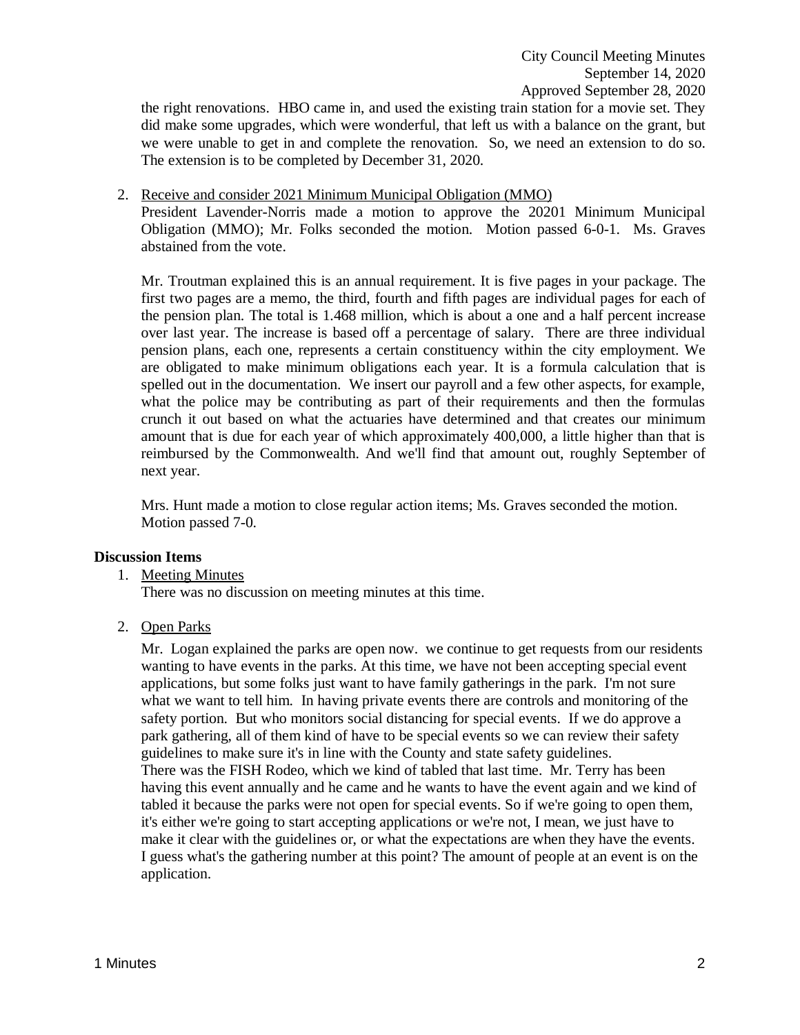the right renovations. HBO came in, and used the existing train station for a movie set. They did make some upgrades, which were wonderful, that left us with a balance on the grant, but we were unable to get in and complete the renovation. So, we need an extension to do so. The extension is to be completed by December 31, 2020.

2. Receive and consider 2021 Minimum Municipal Obligation (MMO)
   President Lavender-Norris made a motion to approve the 20201 Minimum Municipal Obligation (MMO); Mr. Folks seconded the motion. Motion passed 6-0-1. Ms. Graves abstained from the vote.

   Mr. Troutman explained this is an annual requirement. It is five pages in your package. The first two pages are a memo, the third, fourth and fifth pages are individual pages for each of the pension plan. The total is 1.468 million, which is about a one and a half percent increase over last year. The increase is based off a percentage of salary. There are three individual pension plans, each one, represents a certain constituency within the city employment. We are obligated to make minimum obligations each year. It is a formula calculation that is spelled out in the documentation. We insert our payroll and a few other aspects, for example, what the police may be contributing as part of their requirements and then the formulas crunch it out based on what the actuaries have determined and that creates our minimum amount that is due for each year of which approximately 400,000, a little higher than that is reimbursed by the Commonwealth. And we'll find that amount out, roughly September of next year.

   Mrs. Hunt made a motion to close regular action items; Ms. Graves seconded the motion. Motion passed 7-0.

**Discussion Items**

1. Meeting Minutes
   There was no discussion on meeting minutes at this time.

2. Open Parks
   Mr. Logan explained the parks are open now. we continue to get requests from our residents wanting to have events in the parks. At this time, we have not been accepting special event applications, but some folks just want to have family gatherings in the park. I'm not sure what we want to tell him. In having private events there are controls and monitoring of the safety portion. But who monitors social distancing for special events. If we do approve a park gathering, all of them kind of have to be special events so we can review their safety guidelines to make sure it's in line with the County and state safety guidelines.
   There was the FISH Rodeo, which we kind of tabled that last time. Mr. Terry has been having this event annually and he came and he wants to have the event again and we kind of tabled it because the parks were not open for special events. So if we're going to open them, it's either we're going to start accepting applications or we're not, I mean, we just have to make it clear with the guidelines or, or what the expectations are when they have the events. I guess what's the gathering number at this point? The amount of people at an event is on the application.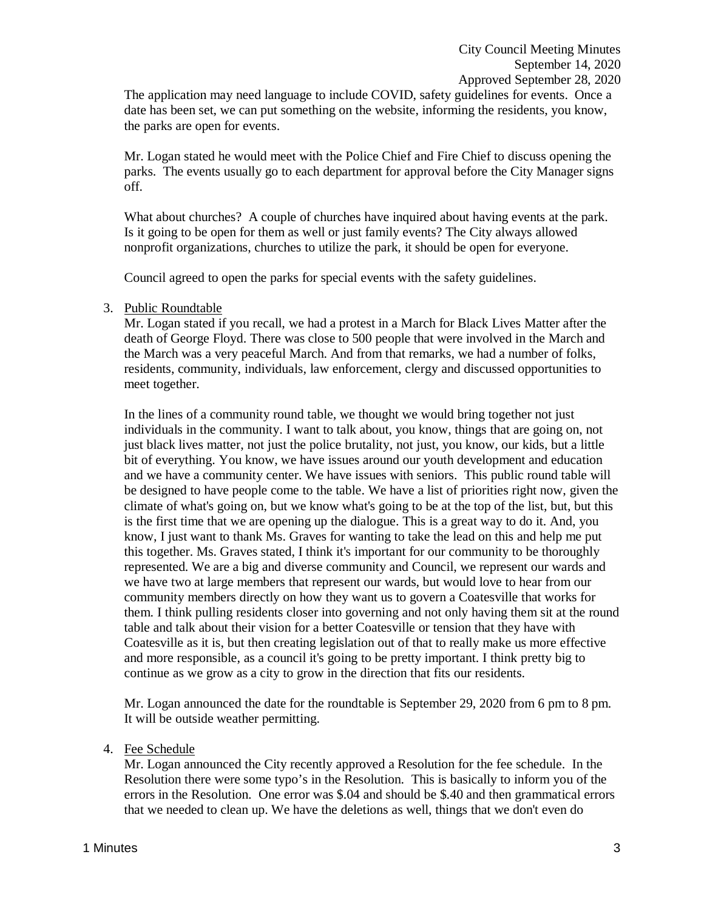The application may need language to include COVID, safety guidelines for events. Once a date has been set, we can put something on the website, informing the residents, you know, the parks are open for events.

Mr. Logan stated he would meet with the Police Chief and Fire Chief to discuss opening the parks. The events usually go to each department for approval before the City Manager signs off.

What about churches? A couple of churches have inquired about having events at the park. Is it going to be open for them as well or just family events? The City always allowed nonprofit organizations, churches to utilize the park, it should be open for everyone.

Council agreed to open the parks for special events with the safety guidelines.

3. Public Roundtable

Mr. Logan stated if you recall, we had a protest in a March for Black Lives Matter after the death of George Floyd. There was close to 500 people that were involved in the March and the March was a very peaceful March. And from that remarks, we had a number of folks, residents, community, individuals, law enforcement, clergy and discussed opportunities to meet together.

In the lines of a community round table, we thought we would bring together not just individuals in the community. I want to talk about, you know, things that are going on, not just black lives matter, not just the police brutality, not just, you know, our kids, but a little bit of everything. You know, we have issues around our youth development and education and we have a community center. We have issues with seniors. This public round table will be designed to have people come to the table. We have a list of priorities right now, given the climate of what's going on, but we know what's going to be at the top of the list, but, but this is the first time that we are opening up the dialogue. This is a great way to do it. And, you know, I just want to thank Ms. Graves for wanting to take the lead on this and help me put this together. Ms. Graves stated, I think it's important for our community to be thoroughly represented. We are a big and diverse community and Council, we represent our wards and we have two at large members that represent our wards, but would love to hear from our community members directly on how they want us to govern a Coatesville that works for them. I think pulling residents closer into governing and not only having them sit at the round table and talk about their vision for a better Coatesville or tension that they have with Coatesville as it is, but then creating legislation out of that to really make us more effective and more responsible, as a council it's going to be pretty important. I think pretty big to continue as we grow as a city to grow in the direction that fits our residents.

Mr. Logan announced the date for the roundtable is September 29, 2020 from 6 pm to 8 pm. It will be outside weather permitting.

4. Fee Schedule

Mr. Logan announced the City recently approved a Resolution for the fee schedule. In the Resolution there were some typo's in the Resolution. This is basically to inform you of the errors in the Resolution. One error was $.04 and should be $.40 and then grammatical errors that we needed to clean up. We have the deletions as well, things that we don't even do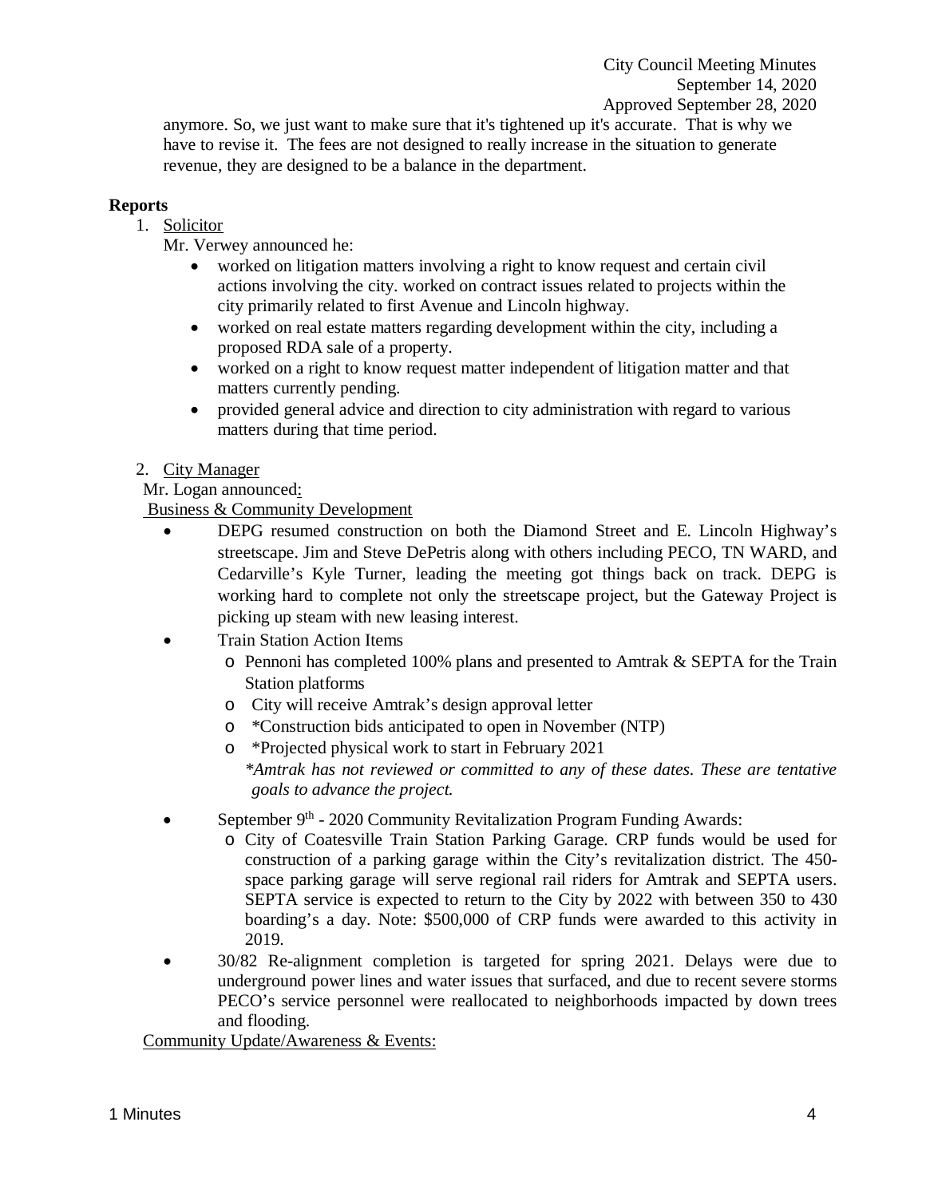anymore. So, we just want to make sure that it's tightened up it's accurate. That is why we have to revise it. The fees are not designed to really increase in the situation to generate revenue, they are designed to be a balance in the department.

**Reports**

1. Solicitor

   Mr. Verwey announced he:

   - worked on litigation matters involving a right to know request and certain civil actions involving the city. worked on contract issues related to projects within the city primarily related to first Avenue and Lincoln highway.
   - worked on real estate matters regarding development within the city, including a proposed RDA sale of a property.
   - worked on a right to know request matter independent of litigation matter and that matters currently pending.
   - provided general advice and direction to city administration with regard to various matters during that time period.

2. City Manager

Mr. Logan announced:

Business & Community Development

- DEPG resumed construction on both the Diamond Street and E. Lincoln Highway's streetscape. Jim and Steve DePetris along with others including PECO, TN WARD, and Cedarville's Kyle Turner, leading the meeting got things back on track. DEPG is working hard to complete not only the streetscape project, but the Gateway Project is picking up steam with new leasing interest.
- Train Station Action Items
  - Pennoni has completed 100% plans and presented to Amtrak & SEPTA for the Train Station platforms
  - City will receive Amtrak's design approval letter
  - *Construction bids anticipated to open in November (NTP)
  - *Projected physical work to start in February 2021

  *\*Amtrak has not reviewed or committed to any of these dates. These are tentative goals to advance the project.*
- September 9th - 2020 Community Revitalization Program Funding Awards:
  - City of Coatesville Train Station Parking Garage. CRP funds would be used for construction of a parking garage within the City's revitalization district. The 450-space parking garage will serve regional rail riders for Amtrak and SEPTA users. SEPTA service is expected to return to the City by 2022 with between 350 to 430 boarding's a day. Note: $500,000 of CRP funds were awarded to this activity in 2019.
- 30/82 Re-alignment completion is targeted for spring 2021. Delays were due to underground power lines and water issues that surfaced, and due to recent severe storms PECO's service personnel were reallocated to neighborhoods impacted by down trees and flooding.

Community Update/Awareness & Events: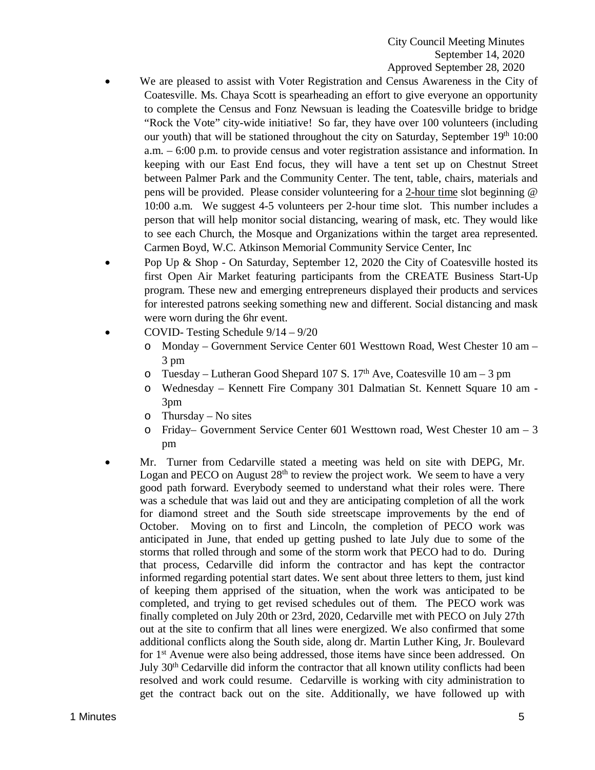- We are pleased to assist with Voter Registration and Census Awareness in the City of Coatesville. Ms. Chaya Scott is spearheading an effort to give everyone an opportunity to complete the Census and Fonz Newsuan is leading the Coatesville bridge to bridge "Rock the Vote" city-wide initiative! So far, they have over 100 volunteers (including our youth) that will be stationed throughout the city on Saturday, September 19th 10:00 a.m. – 6:00 p.m. to provide census and voter registration assistance and information. In keeping with our East End focus, they will have a tent set up on Chestnut Street between Palmer Park and the Community Center. The tent, table, chairs, materials and pens will be provided. Please consider volunteering for a 2-hour time slot beginning @ 10:00 a.m. We suggest 4-5 volunteers per 2-hour time slot. This number includes a person that will help monitor social distancing, wearing of mask, etc. They would like to see each Church, the Mosque and Organizations within the target area represented. Carmen Boyd, W.C. Atkinson Memorial Community Service Center, Inc
- Pop Up & Shop - On Saturday, September 12, 2020 the City of Coatesville hosted its first Open Air Market featuring participants from the CREATE Business Start-Up program. These new and emerging entrepreneurs displayed their products and services for interested patrons seeking something new and different. Social distancing and mask were worn during the 6hr event.
- COVID- Testing Schedule 9/14 – 9/20
  - Monday – Government Service Center 601 Westtown Road, West Chester 10 am – 3 pm
  - Tuesday – Lutheran Good Shepard 107 S. 17th Ave, Coatesville 10 am – 3 pm
  - Wednesday – Kennett Fire Company 301 Dalmatian St. Kennett Square 10 am - 3pm
  - Thursday – No sites
  - Friday– Government Service Center 601 Westtown road, West Chester 10 am – 3 pm
- Mr. Turner from Cedarville stated a meeting was held on site with DEPG, Mr. Logan and PECO on August 28th to review the project work. We seem to have a very good path forward. Everybody seemed to understand what their roles were. There was a schedule that was laid out and they are anticipating completion of all the work for diamond street and the South side streetscape improvements by the end of October. Moving on to first and Lincoln, the completion of PECO work was anticipated in June, that ended up getting pushed to late July due to some of the storms that rolled through and some of the storm work that PECO had to do. During that process, Cedarville did inform the contractor and has kept the contractor informed regarding potential start dates. We sent about three letters to them, just kind of keeping them apprised of the situation, when the work was anticipated to be completed, and trying to get revised schedules out of them. The PECO work was finally completed on July 20th or 23rd, 2020, Cedarville met with PECO on July 27th out at the site to confirm that all lines were energized. We also confirmed that some additional conflicts along the South side, along dr. Martin Luther King, Jr. Boulevard for 1st Avenue were also being addressed, those items have since been addressed. On July 30th Cedarville did inform the contractor that all known utility conflicts had been resolved and work could resume. Cedarville is working with city administration to get the contract back out on the site. Additionally, we have followed up with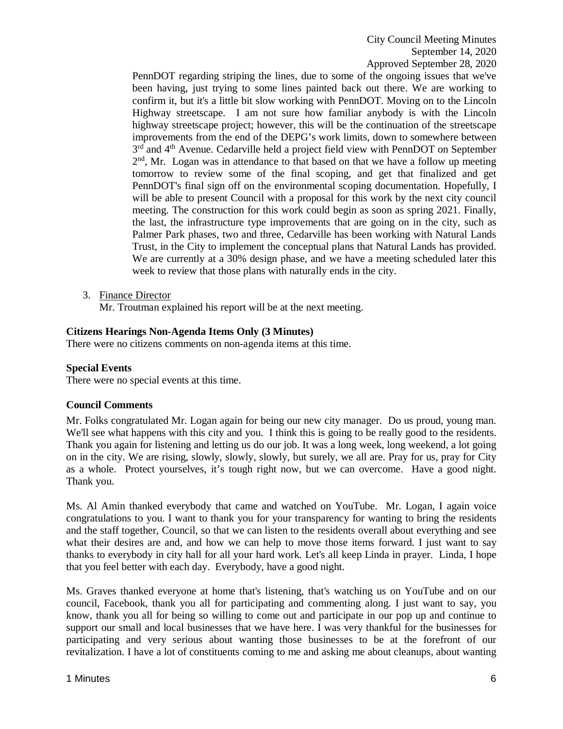PennDOT regarding striping the lines, due to some of the ongoing issues that we've been having, just trying to some lines painted back out there. We are working to confirm it, but it's a little bit slow working with PennDOT. Moving on to the Lincoln Highway streetscape. I am not sure how familiar anybody is with the Lincoln highway streetscape project; however, this will be the continuation of the streetscape improvements from the end of the DEPG's work limits, down to somewhere between 3rd and 4th Avenue. Cedarville held a project field view with PennDOT on September 2nd, Mr. Logan was in attendance to that based on that we have a follow up meeting tomorrow to review some of the final scoping, and get that finalized and get PennDOT's final sign off on the environmental scoping documentation. Hopefully, I will be able to present Council with a proposal for this work by the next city council meeting. The construction for this work could begin as soon as spring 2021. Finally, the last, the infrastructure type improvements that are going on in the city, such as Palmer Park phases, two and three, Cedarville has been working with Natural Lands Trust, in the City to implement the conceptual plans that Natural Lands has provided. We are currently at a 30% design phase, and we have a meeting scheduled later this week to review that those plans with naturally ends in the city.

3. Finance Director
   Mr. Troutman explained his report will be at the next meeting.

**Citizens Hearings Non-Agenda Items Only (3 Minutes)**

There were no citizens comments on non-agenda items at this time.

**Special Events**

There were no special events at this time.

**Council Comments**

Mr. Folks congratulated Mr. Logan again for being our new city manager. Do us proud, young man. We'll see what happens with this city and you. I think this is going to be really good to the residents. Thank you again for listening and letting us do our job. It was a long week, long weekend, a lot going on in the city. We are rising, slowly, slowly, slowly, but surely, we all are. Pray for us, pray for City as a whole. Protect yourselves, it's tough right now, but we can overcome. Have a good night. Thank you.

Ms. Al Amin thanked everybody that came and watched on YouTube. Mr. Logan, I again voice congratulations to you. I want to thank you for your transparency for wanting to bring the residents and the staff together, Council, so that we can listen to the residents overall about everything and see what their desires are and, and how we can help to move those items forward. I just want to say thanks to everybody in city hall for all your hard work. Let's all keep Linda in prayer. Linda, I hope that you feel better with each day. Everybody, have a good night.

Ms. Graves thanked everyone at home that's listening, that's watching us on YouTube and on our council, Facebook, thank you all for participating and commenting along. I just want to say, you know, thank you all for being so willing to come out and participate in our pop up and continue to support our small and local businesses that we have here. I was very thankful for the businesses for participating and very serious about wanting those businesses to be at the forefront of our revitalization. I have a lot of constituents coming to me and asking me about cleanups, about wanting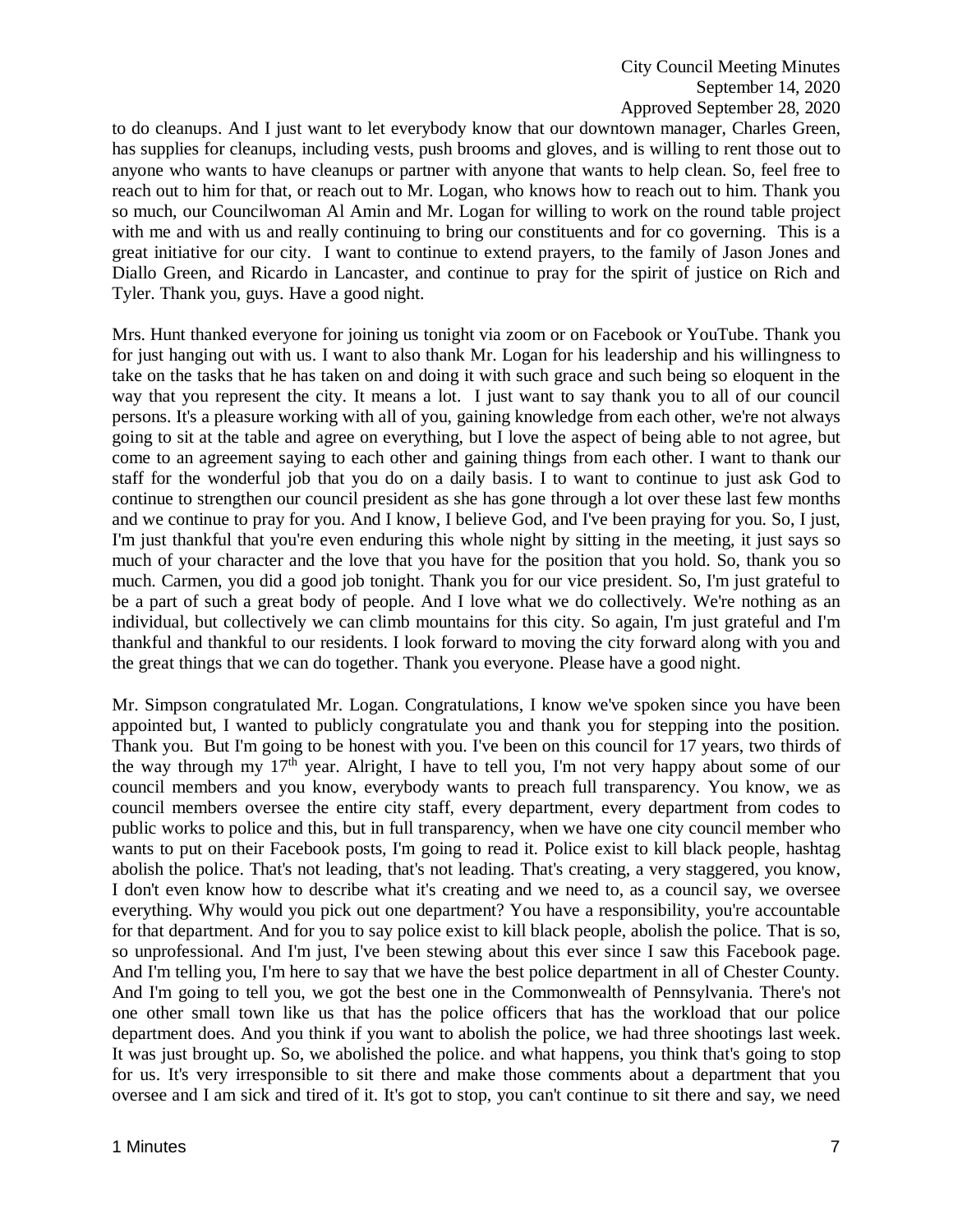to do cleanups. And I just want to let everybody know that our downtown manager, Charles Green, has supplies for cleanups, including vests, push brooms and gloves, and is willing to rent those out to anyone who wants to have cleanups or partner with anyone that wants to help clean. So, feel free to reach out to him for that, or reach out to Mr. Logan, who knows how to reach out to him. Thank you so much, our Councilwoman Al Amin and Mr. Logan for willing to work on the round table project with me and with us and really continuing to bring our constituents and for co governing. This is a great initiative for our city. I want to continue to extend prayers, to the family of Jason Jones and Diallo Green, and Ricardo in Lancaster, and continue to pray for the spirit of justice on Rich and Tyler. Thank you, guys. Have a good night.

Mrs. Hunt thanked everyone for joining us tonight via zoom or on Facebook or YouTube. Thank you for just hanging out with us. I want to also thank Mr. Logan for his leadership and his willingness to take on the tasks that he has taken on and doing it with such grace and such being so eloquent in the way that you represent the city. It means a lot. I just want to say thank you to all of our council persons. It's a pleasure working with all of you, gaining knowledge from each other, we're not always going to sit at the table and agree on everything, but I love the aspect of being able to not agree, but come to an agreement saying to each other and gaining things from each other. I want to thank our staff for the wonderful job that you do on a daily basis. I to want to continue to just ask God to continue to strengthen our council president as she has gone through a lot over these last few months and we continue to pray for you. And I know, I believe God, and I've been praying for you. So, I just, I'm just thankful that you're even enduring this whole night by sitting in the meeting, it just says so much of your character and the love that you have for the position that you hold. So, thank you so much. Carmen, you did a good job tonight. Thank you for our vice president. So, I'm just grateful to be a part of such a great body of people. And I love what we do collectively. We're nothing as an individual, but collectively we can climb mountains for this city. So again, I'm just grateful and I'm thankful and thankful to our residents. I look forward to moving the city forward along with you and the great things that we can do together. Thank you everyone. Please have a good night.

Mr. Simpson congratulated Mr. Logan. Congratulations, I know we've spoken since you have been appointed but, I wanted to publicly congratulate you and thank you for stepping into the position. Thank you. But I'm going to be honest with you. I've been on this council for 17 years, two thirds of the way through my 17th year. Alright, I have to tell you, I'm not very happy about some of our council members and you know, everybody wants to preach full transparency. You know, we as council members oversee the entire city staff, every department, every department from codes to public works to police and this, but in full transparency, when we have one city council member who wants to put on their Facebook posts, I'm going to read it. Police exist to kill black people, hashtag abolish the police. That's not leading, that's not leading. That's creating, a very staggered, you know, I don't even know how to describe what it's creating and we need to, as a council say, we oversee everything. Why would you pick out one department? You have a responsibility, you're accountable for that department. And for you to say police exist to kill black people, abolish the police. That is so, so unprofessional. And I'm just, I've been stewing about this ever since I saw this Facebook page. And I'm telling you, I'm here to say that we have the best police department in all of Chester County. And I'm going to tell you, we got the best one in the Commonwealth of Pennsylvania. There's not one other small town like us that has the police officers that has the workload that our police department does. And you think if you want to abolish the police, we had three shootings last week. It was just brought up. So, we abolished the police. and what happens, you think that's going to stop for us. It's very irresponsible to sit there and make those comments about a department that you oversee and I am sick and tired of it. It's got to stop, you can't continue to sit there and say, we need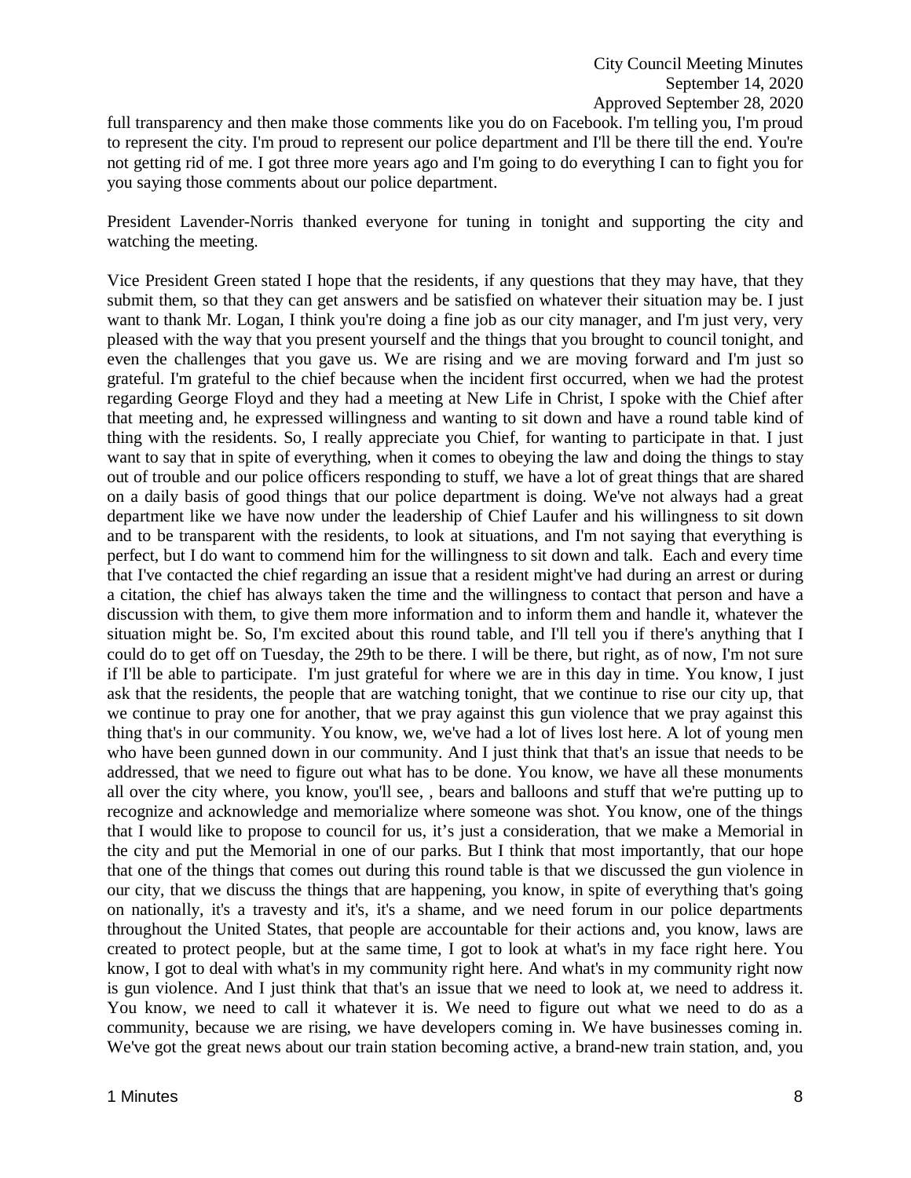full transparency and then make those comments like you do on Facebook. I'm telling you, I'm proud to represent the city. I'm proud to represent our police department and I'll be there till the end. You're not getting rid of me. I got three more years ago and I'm going to do everything I can to fight you for you saying those comments about our police department.

President Lavender-Norris thanked everyone for tuning in tonight and supporting the city and watching the meeting.

Vice President Green stated I hope that the residents, if any questions that they may have, that they submit them, so that they can get answers and be satisfied on whatever their situation may be. I just want to thank Mr. Logan, I think you're doing a fine job as our city manager, and I'm just very, very pleased with the way that you present yourself and the things that you brought to council tonight, and even the challenges that you gave us. We are rising and we are moving forward and I'm just so grateful. I'm grateful to the chief because when the incident first occurred, when we had the protest regarding George Floyd and they had a meeting at New Life in Christ, I spoke with the Chief after that meeting and, he expressed willingness and wanting to sit down and have a round table kind of thing with the residents. So, I really appreciate you Chief, for wanting to participate in that. I just want to say that in spite of everything, when it comes to obeying the law and doing the things to stay out of trouble and our police officers responding to stuff, we have a lot of great things that are shared on a daily basis of good things that our police department is doing. We've not always had a great department like we have now under the leadership of Chief Laufer and his willingness to sit down and to be transparent with the residents, to look at situations, and I'm not saying that everything is perfect, but I do want to commend him for the willingness to sit down and talk. Each and every time that I've contacted the chief regarding an issue that a resident might've had during an arrest or during a citation, the chief has always taken the time and the willingness to contact that person and have a discussion with them, to give them more information and to inform them and handle it, whatever the situation might be. So, I'm excited about this round table, and I'll tell you if there's anything that I could do to get off on Tuesday, the 29th to be there. I will be there, but right, as of now, I'm not sure if I'll be able to participate. I'm just grateful for where we are in this day in time. You know, I just ask that the residents, the people that are watching tonight, that we continue to rise our city up, that we continue to pray one for another, that we pray against this gun violence that we pray against this thing that's in our community. You know, we, we've had a lot of lives lost here. A lot of young men who have been gunned down in our community. And I just think that that's an issue that needs to be addressed, that we need to figure out what has to be done. You know, we have all these monuments all over the city where, you know, you'll see, , bears and balloons and stuff that we're putting up to recognize and acknowledge and memorialize where someone was shot. You know, one of the things that I would like to propose to council for us, it's just a consideration, that we make a Memorial in the city and put the Memorial in one of our parks. But I think that most importantly, that our hope that one of the things that comes out during this round table is that we discussed the gun violence in our city, that we discuss the things that are happening, you know, in spite of everything that's going on nationally, it's a travesty and it's, it's a shame, and we need forum in our police departments throughout the United States, that people are accountable for their actions and, you know, laws are created to protect people, but at the same time, I got to look at what's in my face right here. You know, I got to deal with what's in my community right here. And what's in my community right now is gun violence. And I just think that that's an issue that we need to look at, we need to address it. You know, we need to call it whatever it is. We need to figure out what we need to do as a community, because we are rising, we have developers coming in. We have businesses coming in. We've got the great news about our train station becoming active, a brand-new train station, and, you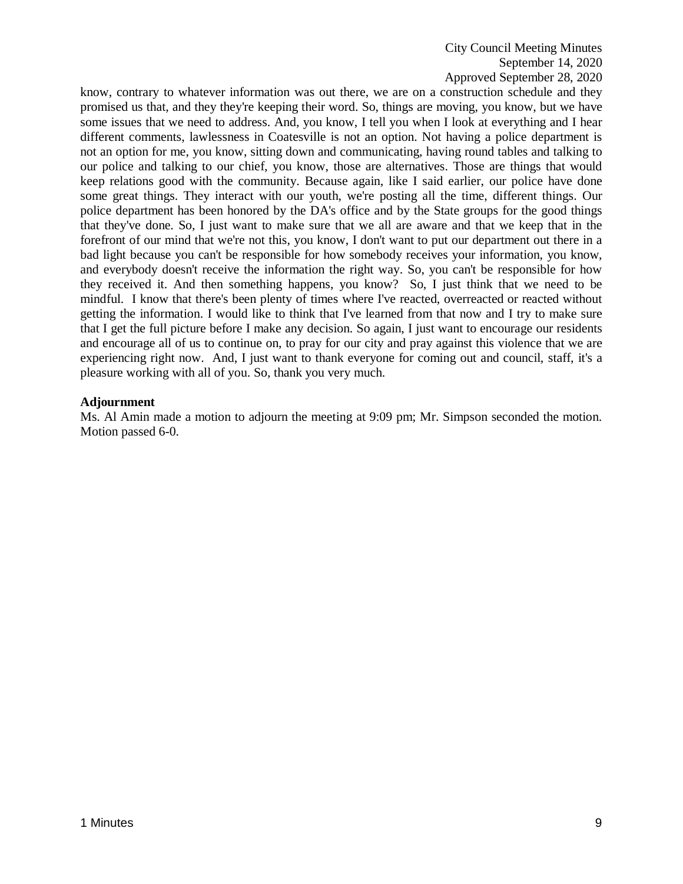know, contrary to whatever information was out there, we are on a construction schedule and they promised us that, and they they're keeping their word. So, things are moving, you know, but we have some issues that we need to address. And, you know, I tell you when I look at everything and I hear different comments, lawlessness in Coatesville is not an option. Not having a police department is not an option for me, you know, sitting down and communicating, having round tables and talking to our police and talking to our chief, you know, those are alternatives. Those are things that would keep relations good with the community. Because again, like I said earlier, our police have done some great things. They interact with our youth, we're posting all the time, different things. Our police department has been honored by the DA's office and by the State groups for the good things that they've done. So, I just want to make sure that we all are aware and that we keep that in the forefront of our mind that we're not this, you know, I don't want to put our department out there in a bad light because you can't be responsible for how somebody receives your information, you know, and everybody doesn't receive the information the right way. So, you can't be responsible for how they received it. And then something happens, you know? So, I just think that we need to be mindful. I know that there's been plenty of times where I've reacted, overreacted or reacted without getting the information. I would like to think that I've learned from that now and I try to make sure that I get the full picture before I make any decision. So again, I just want to encourage our residents and encourage all of us to continue on, to pray for our city and pray against this violence that we are experiencing right now. And, I just want to thank everyone for coming out and council, staff, it's a pleasure working with all of you. So, thank you very much.

**Adjournment**

Ms. Al Amin made a motion to adjourn the meeting at 9:09 pm; Mr. Simpson seconded the motion. Motion passed 6-0.